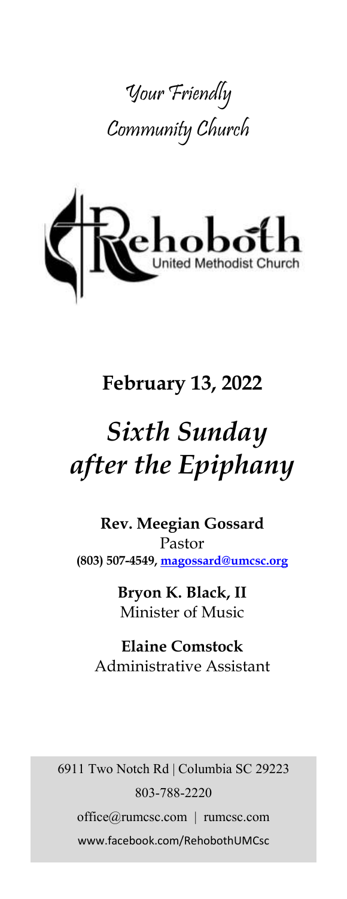Your Friendly

Community Church

Rehoboth

United Methodist Church

## February 13, 2022

# *Sixth Sunday after the Epiphany*

**Rev. Meegian Gossard**
Pastor
**(803) 507-4549, magossard@umcsc.org**

**Bryon K. Black, II**
Minister of Music

**Elaine Comstock**
Administrative Assistant

6911 Two Notch Rd | Columbia SC 29223
803-788-2220
office@rumcsc.com | rumcsc.com
www.facebook.com/RehobothUMCsc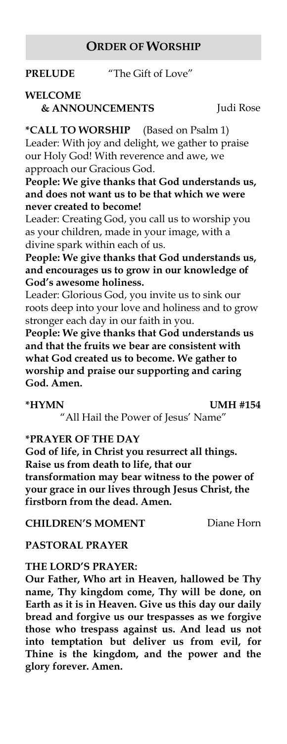## Order of Worship

**PRELUDE** "The Gift of Love"

**WELCOME & ANNOUNCEMENTS** Judi Rose

***CALL TO WORSHIP** (Based on Psalm 1)

Leader: With joy and delight, we gather to praise our Holy God! With reverence and awe, we approach our Gracious God.

**People: We give thanks that God understands us, and does not want us to be that which we were never created to become!**

Leader: Creating God, you call us to worship you as your children, made in your image, with a divine spark within each of us.

**People: We give thanks that God understands us, and encourages us to grow in our knowledge of God's awesome holiness.**

Leader: Glorious God, you invite us to sink our roots deep into your love and holiness and to grow stronger each day in our faith in you.

**People: We give thanks that God understands us and that the fruits we bear are consistent with what God created us to become. We gather to worship and praise our supporting and caring God. Amen.**

***HYMN** **UMH #154**

"All Hail the Power of Jesus' Name"

***PRAYER OF THE DAY**

**God of life, in Christ you resurrect all things. Raise us from death to life, that our transformation may bear witness to the power of your grace in our lives through Jesus Christ, the firstborn from the dead. Amen.**

**CHILDREN'S MOMENT** Diane Horn

**PASTORAL PRAYER**

**THE LORD'S PRAYER:**

**Our Father, Who art in Heaven, hallowed be Thy name, Thy kingdom come, Thy will be done, on Earth as it is in Heaven. Give us this day our daily bread and forgive us our trespasses as we forgive those who trespass against us. And lead us not into temptation but deliver us from evil, for Thine is the kingdom, and the power and the glory forever. Amen.**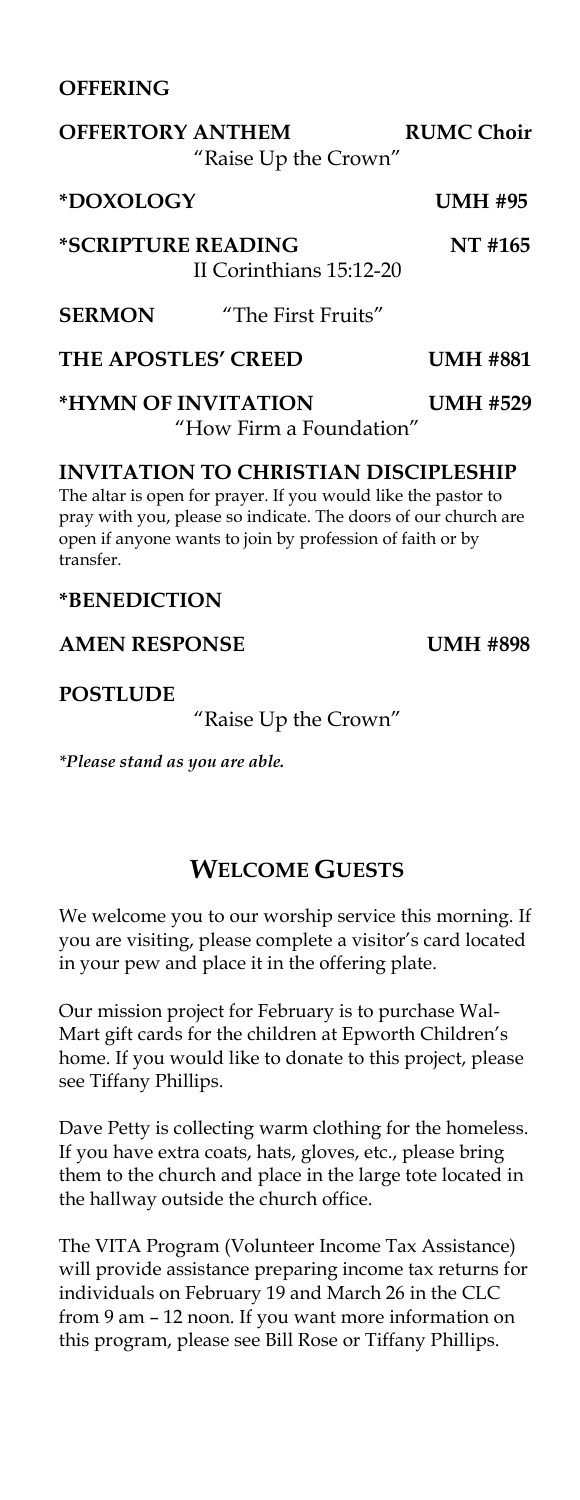**OFFERING**

**OFFERTORY ANTHEM** **RUMC Choir**
"Raise Up the Crown"

**\*DOXOLOGY** **UMH #95**

**\*SCRIPTURE READING** **NT #165**
II Corinthians 15:12-20

**SERMON** "The First Fruits"

**THE APOSTLES' CREED** **UMH #881**

**\*HYMN OF INVITATION** **UMH #529**
"How Firm a Foundation"

**INVITATION TO CHRISTIAN DISCIPLESHIP**

The altar is open for prayer. If you would like the pastor to pray with you, please so indicate. The doors of our church are open if anyone wants to join by profession of faith or by transfer.

**\*BENEDICTION**

**AMEN RESPONSE** **UMH #898**

**POSTLUDE**
"Raise Up the Crown"

*\*Please stand as you are able.*

## WELCOME GUESTS

We welcome you to our worship service this morning. If you are visiting, please complete a visitor's card located in your pew and place it in the offering plate.

Our mission project for February is to purchase Wal-Mart gift cards for the children at Epworth Children's home. If you would like to donate to this project, please see Tiffany Phillips.

Dave Petty is collecting warm clothing for the homeless. If you have extra coats, hats, gloves, etc., please bring them to the church and place in the large tote located in the hallway outside the church office.

The VITA Program (Volunteer Income Tax Assistance) will provide assistance preparing income tax returns for individuals on February 19 and March 26 in the CLC from 9 am – 12 noon. If you want more information on this program, please see Bill Rose or Tiffany Phillips.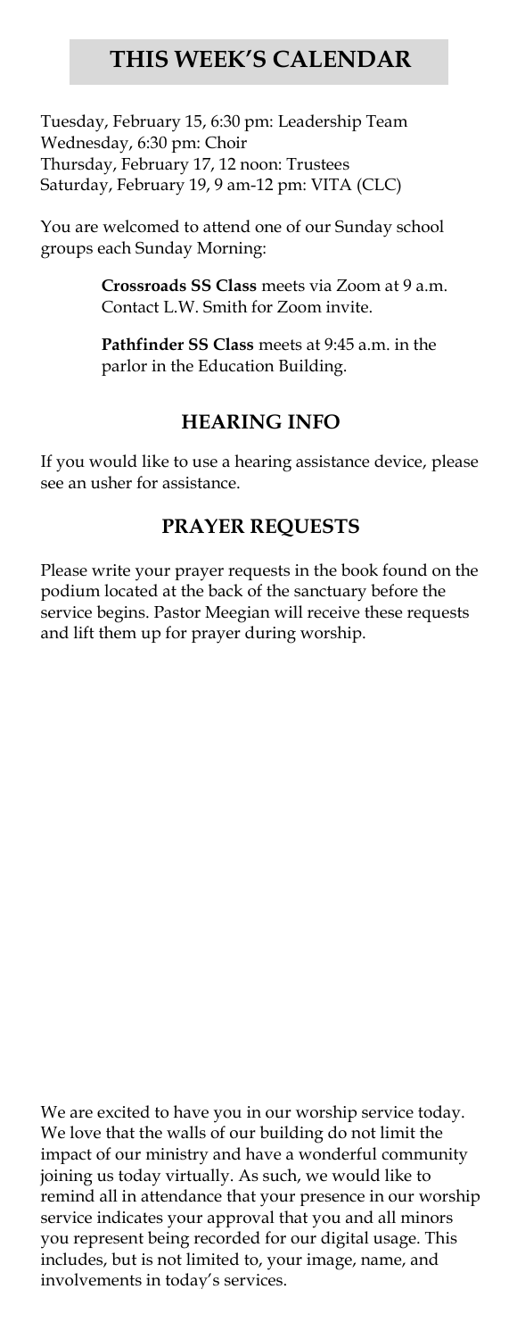## THIS WEEK'S CALENDAR

Tuesday, February 15, 6:30 pm: Leadership Team
Wednesday, 6:30 pm: Choir
Thursday, February 17, 12 noon: Trustees
Saturday, February 19, 9 am-12 pm: VITA (CLC)

You are welcomed to attend one of our Sunday school groups each Sunday Morning:

**Crossroads SS Class** meets via Zoom at 9 a.m. Contact L.W. Smith for Zoom invite.

**Pathfinder SS Class** meets at 9:45 a.m. in the parlor in the Education Building.

## HEARING INFO

If you would like to use a hearing assistance device, please see an usher for assistance.

## PRAYER REQUESTS

Please write your prayer requests in the book found on the podium located at the back of the sanctuary before the service begins. Pastor Meegian will receive these requests and lift them up for prayer during worship.

We are excited to have you in our worship service today. We love that the walls of our building do not limit the impact of our ministry and have a wonderful community joining us today virtually. As such, we would like to remind all in attendance that your presence in our worship service indicates your approval that you and all minors you represent being recorded for our digital usage. This includes, but is not limited to, your image, name, and involvements in today's services.